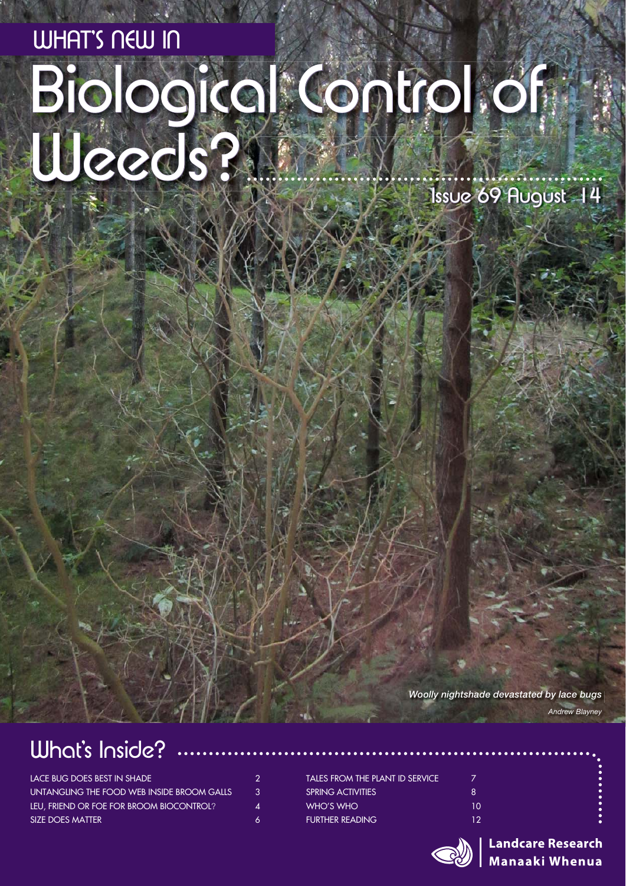# WHAT'S NEW IN

# Biological Control of Weeds?

Issue 69 August 14

*Woolly nightshade devastated by lace bugs*

*Andrew Blayney*

## What's Inside?

| | |
|---|---|
| LACE BUG DOES BEST IN SHADE | 2 |
| UNTANGLING THE FOOD WEB INSIDE BROOM GALLS | 3 |
| LEU, FRIEND OR FOE FOR BROOM BIOCONTROL? | 4 |
| SIZE DOES MATTER | 6 |
| TALES FROM THE PLANT ID SERVICE | 7 |
| SPRING ACTIVITIES | 8 |
| WHO'S WHO | 10 |
| FURTHER READING | 12 |

Landcare Research
Manaaki Whenua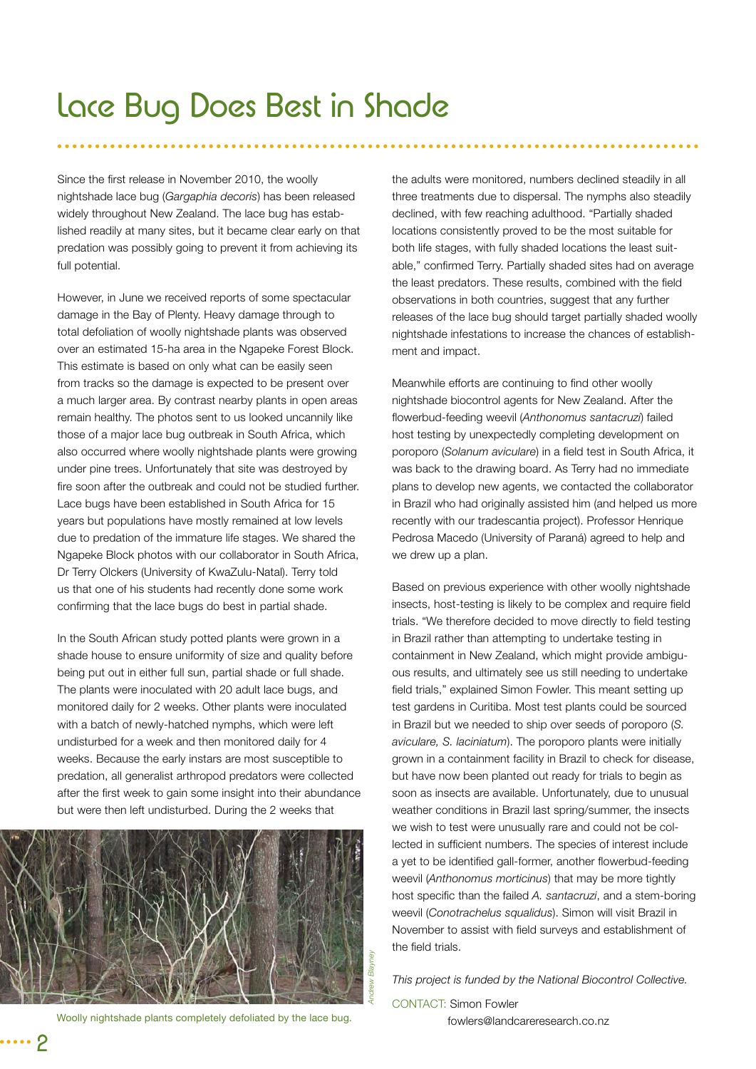# Lace Bug Does Best in Shade

Since the first release in November 2010, the woolly nightshade lace bug (*Gargaphia decoris*) has been released widely throughout New Zealand. The lace bug has established readily at many sites, but it became clear early on that predation was possibly going to prevent it from achieving its full potential.

However, in June we received reports of some spectacular damage in the Bay of Plenty. Heavy damage through to total defoliation of woolly nightshade plants was observed over an estimated 15-ha area in the Ngapeke Forest Block. This estimate is based on only what can be easily seen from tracks so the damage is expected to be present over a much larger area. By contrast nearby plants in open areas remain healthy. The photos sent to us looked uncannily like those of a major lace bug outbreak in South Africa, which also occurred where woolly nightshade plants were growing under pine trees. Unfortunately that site was destroyed by fire soon after the outbreak and could not be studied further. Lace bugs have been established in South Africa for 15 years but populations have mostly remained at low levels due to predation of the immature life stages. We shared the Ngapeke Block photos with our collaborator in South Africa, Dr Terry Olckers (University of KwaZulu-Natal). Terry told us that one of his students had recently done some work confirming that the lace bugs do best in partial shade.

In the South African study potted plants were grown in a shade house to ensure uniformity of size and quality before being put out in either full sun, partial shade or full shade. The plants were inoculated with 20 adult lace bugs, and monitored daily for 2 weeks. Other plants were inoculated with a batch of newly-hatched nymphs, which were left undisturbed for a week and then monitored daily for 4 weeks. Because the early instars are most susceptible to predation, all generalist arthropod predators were collected after the first week to gain some insight into their abundance but were then left undisturbed. During the 2 weeks that the adults were monitored, numbers declined steadily in all three treatments due to dispersal. The nymphs also steadily declined, with few reaching adulthood. "Partially shaded locations consistently proved to be the most suitable for both life stages, with fully shaded locations the least suitable," confirmed Terry. Partially shaded sites had on average the least predators. These results, combined with the field observations in both countries, suggest that any further releases of the lace bug should target partially shaded woolly nightshade infestations to increase the chances of establishment and impact.

Woolly nightshade plants completely defoliated by the lace bug.

Meanwhile efforts are continuing to find other woolly nightshade biocontrol agents for New Zealand. After the flowerbud-feeding weevil (*Anthonomus santacruzi*) failed host testing by unexpectedly completing development on poroporo (*Solanum aviculare*) in a field test in South Africa, it was back to the drawing board. As Terry had no immediate plans to develop new agents, we contacted the collaborator in Brazil who had originally assisted him (and helped us more recently with our tradescantia project). Professor Henrique Pedrosa Macedo (University of Paraná) agreed to help and we drew up a plan.

Based on previous experience with other woolly nightshade insects, host-testing is likely to be complex and require field trials. "We therefore decided to move directly to field testing in Brazil rather than attempting to undertake testing in containment in New Zealand, which might provide ambiguous results, and ultimately see us still needing to undertake field trials," explained Simon Fowler. This meant setting up test gardens in Curitiba. Most test plants could be sourced in Brazil but we needed to ship over seeds of poroporo (*S. aviculare, S. laciniatum*). The poroporo plants were initially grown in a containment facility in Brazil to check for disease, but have now been planted out ready for trials to begin as soon as insects are available. Unfortunately, due to unusual weather conditions in Brazil last spring/summer, the insects we wish to test were unusually rare and could not be collected in sufficient numbers. The species of interest include a yet to be identified gall-former, another flowerbud-feeding weevil (*Anthonomus morticinus*) that may be more tightly host specific than the failed *A. santacruzi*, and a stem-boring weevil (*Conotrachelus squalidus*). Simon will visit Brazil in November to assist with field surveys and establishment of the field trials.

*This project is funded by the National Biocontrol Collective.*

CONTACT: Simon Fowler
fowlers@landcareresearch.co.nz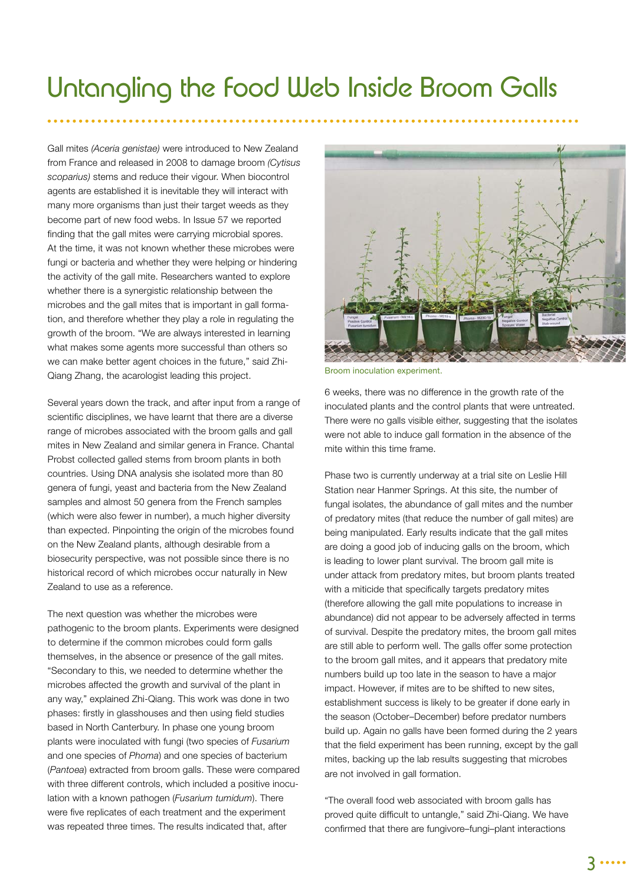# Untangling the Food Web Inside Broom Galls

Gall mites *(Aceria genistae)* were introduced to New Zealand from France and released in 2008 to damage broom *(Cytisus scoparius)* stems and reduce their vigour. When biocontrol agents are established it is inevitable they will interact with many more organisms than just their target weeds as they become part of new food webs. In Issue 57 we reported finding that the gall mites were carrying microbial spores. At the time, it was not known whether these microbes were fungi or bacteria and whether they were helping or hindering the activity of the gall mite. Researchers wanted to explore whether there is a synergistic relationship between the microbes and the gall mites that is important in gall formation, and therefore whether they play a role in regulating the growth of the broom. "We are always interested in learning what makes some agents more successful than others so we can make better agent choices in the future," said Zhi-Qiang Zhang, the acarologist leading this project.

Several years down the track, and after input from a range of scientific disciplines, we have learnt that there are a diverse range of microbes associated with the broom galls and gall mites in New Zealand and similar genera in France. Chantal Probst collected galled stems from broom plants in both countries. Using DNA analysis she isolated more than 80 genera of fungi, yeast and bacteria from the New Zealand samples and almost 50 genera from the French samples (which were also fewer in number), a much higher diversity than expected. Pinpointing the origin of the microbes found on the New Zealand plants, although desirable from a biosecurity perspective, was not possible since there is no historical record of which microbes occur naturally in New Zealand to use as a reference.

The next question was whether the microbes were pathogenic to the broom plants. Experiments were designed to determine if the common microbes could form galls themselves, in the absence or presence of the gall mites. "Secondary to this, we needed to determine whether the microbes affected the growth and survival of the plant in any way," explained Zhi-Qiang. This work was done in two phases: firstly in glasshouses and then using field studies based in North Canterbury. In phase one young broom plants were inoculated with fungi (two species of *Fusarium* and one species of *Phoma*) and one species of bacterium (*Pantoea*) extracted from broom galls. These were compared with three different controls, which included a positive inoculation with a known pathogen (*Fusarium tumidum*). There were five replicates of each treatment and the experiment was repeated three times. The results indicated that, after 6 weeks, there was no difference in the growth rate of the inoculated plants and the control plants that were untreated. There were no galls visible either, suggesting that the isolates were not able to induce gall formation in the absence of the mite within this time frame.

Broom inoculation experiment.

Phase two is currently underway at a trial site on Leslie Hill Station near Hanmer Springs. At this site, the number of fungal isolates, the abundance of gall mites and the number of predatory mites (that reduce the number of gall mites) are being manipulated. Early results indicate that the gall mites are doing a good job of inducing galls on the broom, which is leading to lower plant survival. The broom gall mite is under attack from predatory mites, but broom plants treated with a miticide that specifically targets predatory mites (therefore allowing the gall mite populations to increase in abundance) did not appear to be adversely affected in terms of survival. Despite the predatory mites, the broom gall mites are still able to perform well. The galls offer some protection to the broom gall mites, and it appears that predatory mite numbers build up too late in the season to have a major impact. However, if mites are to be shifted to new sites, establishment success is likely to be greater if done early in the season (October–December) before predator numbers build up. Again no galls have been formed during the 2 years that the field experiment has been running, except by the gall mites, backing up the lab results suggesting that microbes are not involved in gall formation.

"The overall food web associated with broom galls has proved quite difficult to untangle," said Zhi-Qiang. We have confirmed that there are fungivore–fungi–plant interactions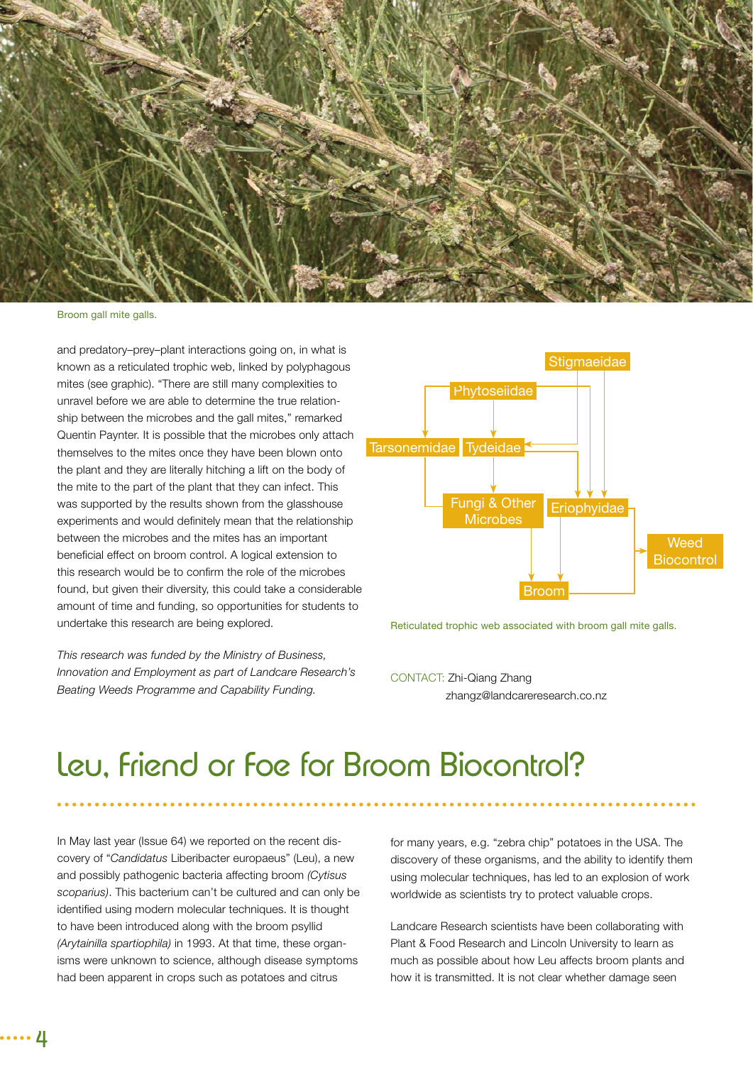Broom gall mite galls.

and predatory–prey–plant interactions going on, in what is known as a reticulated trophic web, linked by polyphagous mites (see graphic). "There are still many complexities to unravel before we are able to determine the true relationship between the microbes and the gall mites," remarked Quentin Paynter. It is possible that the microbes only attach themselves to the mites once they have been blown onto the plant and they are literally hitching a lift on the body of the mite to the part of the plant that they can infect. This was supported by the results shown from the glasshouse experiments and would definitely mean that the relationship between the microbes and the mites has an important beneficial effect on broom control. A logical extension to this research would be to confirm the role of the microbes found, but given their diversity, this could take a considerable amount of time and funding, so opportunities for students to undertake this research are being explored.

*This research was funded by the Ministry of Business, Innovation and Employment as part of Landcare Research's Beating Weeds Programme and Capability Funding.*

Stigmaeidae

Phytoseiidae

Tarsonemidae

Tydeidae

Fungi & Other Microbes

Eriophyidae

Weed Biocontrol

Broom

Reticulated trophic web associated with broom gall mite galls.

CONTACT: Zhi-Qiang Zhang
zhangz@landcareresearch.co.nz

# Leu, Friend or Foe for Broom Biocontrol?

In May last year (Issue 64) we reported on the recent discovery of "*Candidatus* Liberibacter europaeus" (Leu), a new and possibly pathogenic bacteria affecting broom *(Cytisus scoparius)*. This bacterium can't be cultured and can only be identified using modern molecular techniques. It is thought to have been introduced along with the broom psyllid *(Arytainilla spartiophila)* in 1993. At that time, these organisms were unknown to science, although disease symptoms had been apparent in crops such as potatoes and citrus for many years, e.g. "zebra chip" potatoes in the USA. The discovery of these organisms, and the ability to identify them using molecular techniques, has led to an explosion of work worldwide as scientists try to protect valuable crops.

Landcare Research scientists have been collaborating with Plant & Food Research and Lincoln University to learn as much as possible about how Leu affects broom plants and how it is transmitted. It is not clear whether damage seen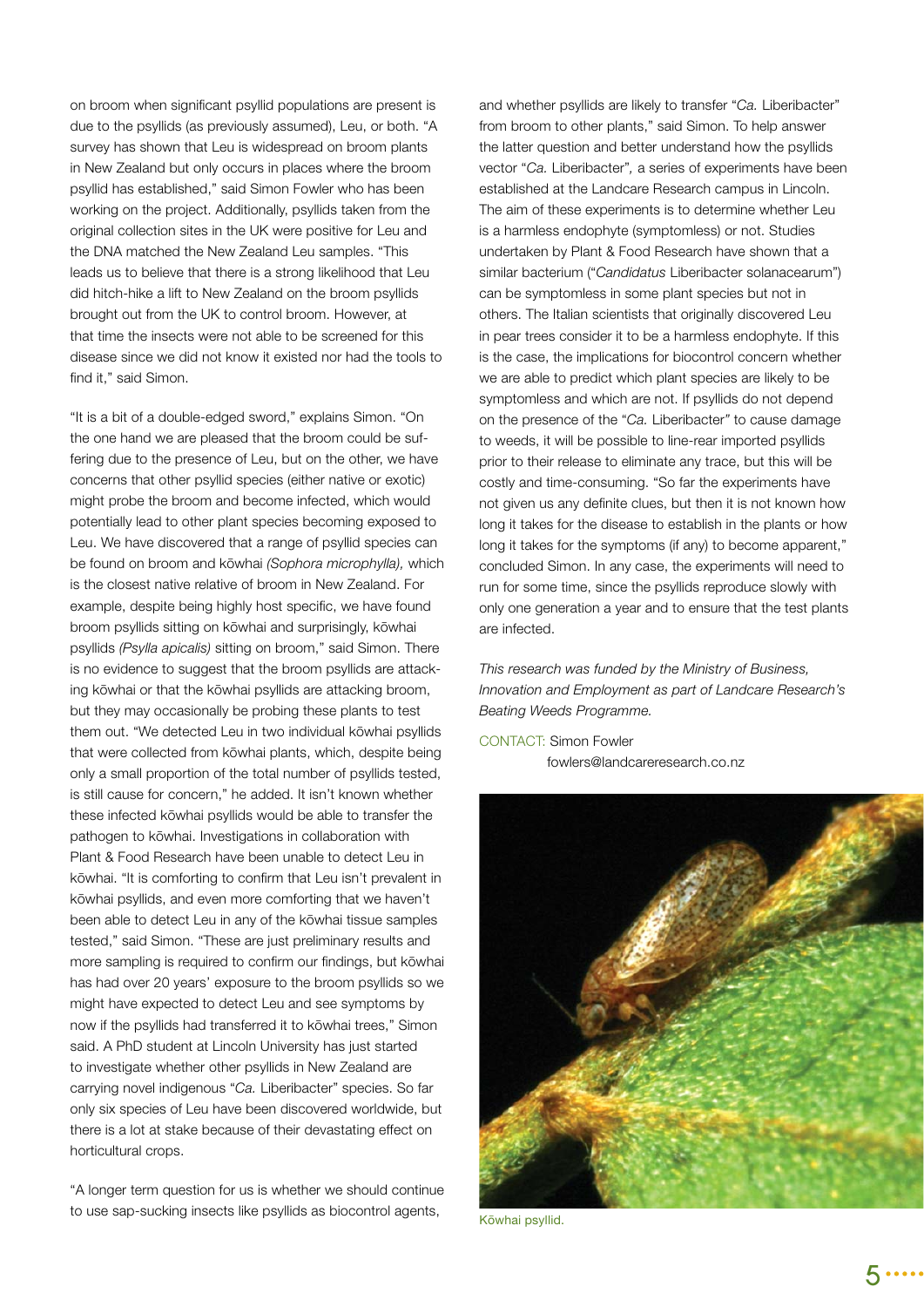on broom when significant psyllid populations are present is due to the psyllids (as previously assumed), Leu, or both. "A survey has shown that Leu is widespread on broom plants in New Zealand but only occurs in places where the broom psyllid has established," said Simon Fowler who has been working on the project. Additionally, psyllids taken from the original collection sites in the UK were positive for Leu and the DNA matched the New Zealand Leu samples. "This leads us to believe that there is a strong likelihood that Leu did hitch-hike a lift to New Zealand on the broom psyllids brought out from the UK to control broom. However, at that time the insects were not able to be screened for this disease since we did not know it existed nor had the tools to find it," said Simon.

"It is a bit of a double-edged sword," explains Simon. "On the one hand we are pleased that the broom could be suffering due to the presence of Leu, but on the other, we have concerns that other psyllid species (either native or exotic) might probe the broom and become infected, which would potentially lead to other plant species becoming exposed to Leu. We have discovered that a range of psyllid species can be found on broom and kōwhai *(Sophora microphylla),* which is the closest native relative of broom in New Zealand. For example, despite being highly host specific, we have found broom psyllids sitting on kōwhai and surprisingly, kōwhai psyllids *(Psylla apicalis)* sitting on broom," said Simon. There is no evidence to suggest that the broom psyllids are attacking kōwhai or that the kōwhai psyllids are attacking broom, but they may occasionally be probing these plants to test them out. "We detected Leu in two individual kōwhai psyllids that were collected from kōwhai plants, which, despite being only a small proportion of the total number of psyllids tested, is still cause for concern," he added. It isn't known whether these infected kōwhai psyllids would be able to transfer the pathogen to kōwhai. Investigations in collaboration with Plant & Food Research have been unable to detect Leu in kōwhai. "It is comforting to confirm that Leu isn't prevalent in kōwhai psyllids, and even more comforting that we haven't been able to detect Leu in any of the kōwhai tissue samples tested," said Simon. "These are just preliminary results and more sampling is required to confirm our findings, but kōwhai has had over 20 years' exposure to the broom psyllids so we might have expected to detect Leu and see symptoms by now if the psyllids had transferred it to kōwhai trees," Simon said. A PhD student at Lincoln University has just started to investigate whether other psyllids in New Zealand are carrying novel indigenous "*Ca.* Liberibacter" species. So far only six species of Leu have been discovered worldwide, but there is a lot at stake because of their devastating effect on horticultural crops.

"A longer term question for us is whether we should continue to use sap-sucking insects like psyllids as biocontrol agents, and whether psyllids are likely to transfer "*Ca.* Liberibacter" from broom to other plants," said Simon. To help answer the latter question and better understand how the psyllids vector "*Ca.* Liberibacter", a series of experiments have been established at the Landcare Research campus in Lincoln. The aim of these experiments is to determine whether Leu is a harmless endophyte (symptomless) or not. Studies undertaken by Plant & Food Research have shown that a similar bacterium ("*Candidatus* Liberibacter solanacearum") can be symptomless in some plant species but not in others. The Italian scientists that originally discovered Leu in pear trees consider it to be a harmless endophyte. If this is the case, the implications for biocontrol concern whether we are able to predict which plant species are likely to be symptomless and which are not. If psyllids do not depend on the presence of the "*Ca.* Liberibacter" to cause damage to weeds, it will be possible to line-rear imported psyllids prior to their release to eliminate any trace, but this will be costly and time-consuming. "So far the experiments have not given us any definite clues, but then it is not known how long it takes for the disease to establish in the plants or how long it takes for the symptoms (if any) to become apparent," concluded Simon. In any case, the experiments will need to run for some time, since the psyllids reproduce slowly with only one generation a year and to ensure that the test plants are infected.

*This research was funded by the Ministry of Business, Innovation and Employment as part of Landcare Research's Beating Weeds Programme.*

CONTACT: Simon Fowler
fowlers@landcareresearch.co.nz

Kōwhai psyllid.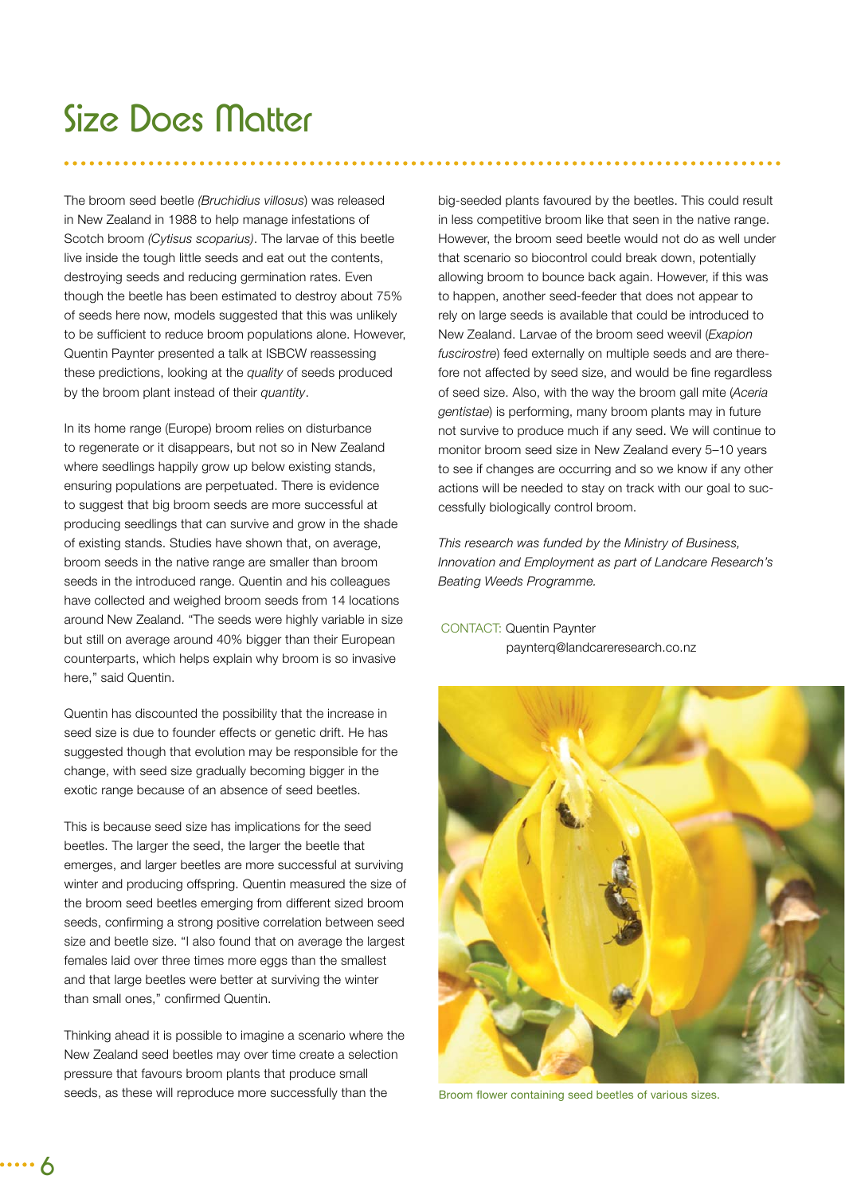# Size Does Matter

The broom seed beetle *(Bruchidius villosus*) was released in New Zealand in 1988 to help manage infestations of Scotch broom *(Cytisus scoparius)*. The larvae of this beetle live inside the tough little seeds and eat out the contents, destroying seeds and reducing germination rates. Even though the beetle has been estimated to destroy about 75% of seeds here now, models suggested that this was unlikely to be sufficient to reduce broom populations alone. However, Quentin Paynter presented a talk at ISBCW reassessing these predictions, looking at the *quality* of seeds produced by the broom plant instead of their *quantity*.

In its home range (Europe) broom relies on disturbance to regenerate or it disappears, but not so in New Zealand where seedlings happily grow up below existing stands, ensuring populations are perpetuated. There is evidence to suggest that big broom seeds are more successful at producing seedlings that can survive and grow in the shade of existing stands. Studies have shown that, on average, broom seeds in the native range are smaller than broom seeds in the introduced range. Quentin and his colleagues have collected and weighed broom seeds from 14 locations around New Zealand. "The seeds were highly variable in size but still on average around 40% bigger than their European counterparts, which helps explain why broom is so invasive here," said Quentin.

Quentin has discounted the possibility that the increase in seed size is due to founder effects or genetic drift. He has suggested though that evolution may be responsible for the change, with seed size gradually becoming bigger in the exotic range because of an absence of seed beetles.

This is because seed size has implications for the seed beetles. The larger the seed, the larger the beetle that emerges, and larger beetles are more successful at surviving winter and producing offspring. Quentin measured the size of the broom seed beetles emerging from different sized broom seeds, confirming a strong positive correlation between seed size and beetle size. "I also found that on average the largest females laid over three times more eggs than the smallest and that large beetles were better at surviving the winter than small ones," confirmed Quentin.

Thinking ahead it is possible to imagine a scenario where the New Zealand seed beetles may over time create a selection pressure that favours broom plants that produce small seeds, as these will reproduce more successfully than the big-seeded plants favoured by the beetles. This could result in less competitive broom like that seen in the native range. However, the broom seed beetle would not do as well under that scenario so biocontrol could break down, potentially allowing broom to bounce back again. However, if this was to happen, another seed-feeder that does not appear to rely on large seeds is available that could be introduced to New Zealand. Larvae of the broom seed weevil (*Exapion fuscirostre*) feed externally on multiple seeds and are therefore not affected by seed size, and would be fine regardless of seed size. Also, with the way the broom gall mite (*Aceria gentistae*) is performing, many broom plants may in future not survive to produce much if any seed. We will continue to monitor broom seed size in New Zealand every 5–10 years to see if changes are occurring and so we know if any other actions will be needed to stay on track with our goal to successfully biologically control broom.

*This research was funded by the Ministry of Business, Innovation and Employment as part of Landcare Research's Beating Weeds Programme.*

CONTACT: Quentin Paynter
paynterq@landcareresearch.co.nz

Broom flower containing seed beetles of various sizes.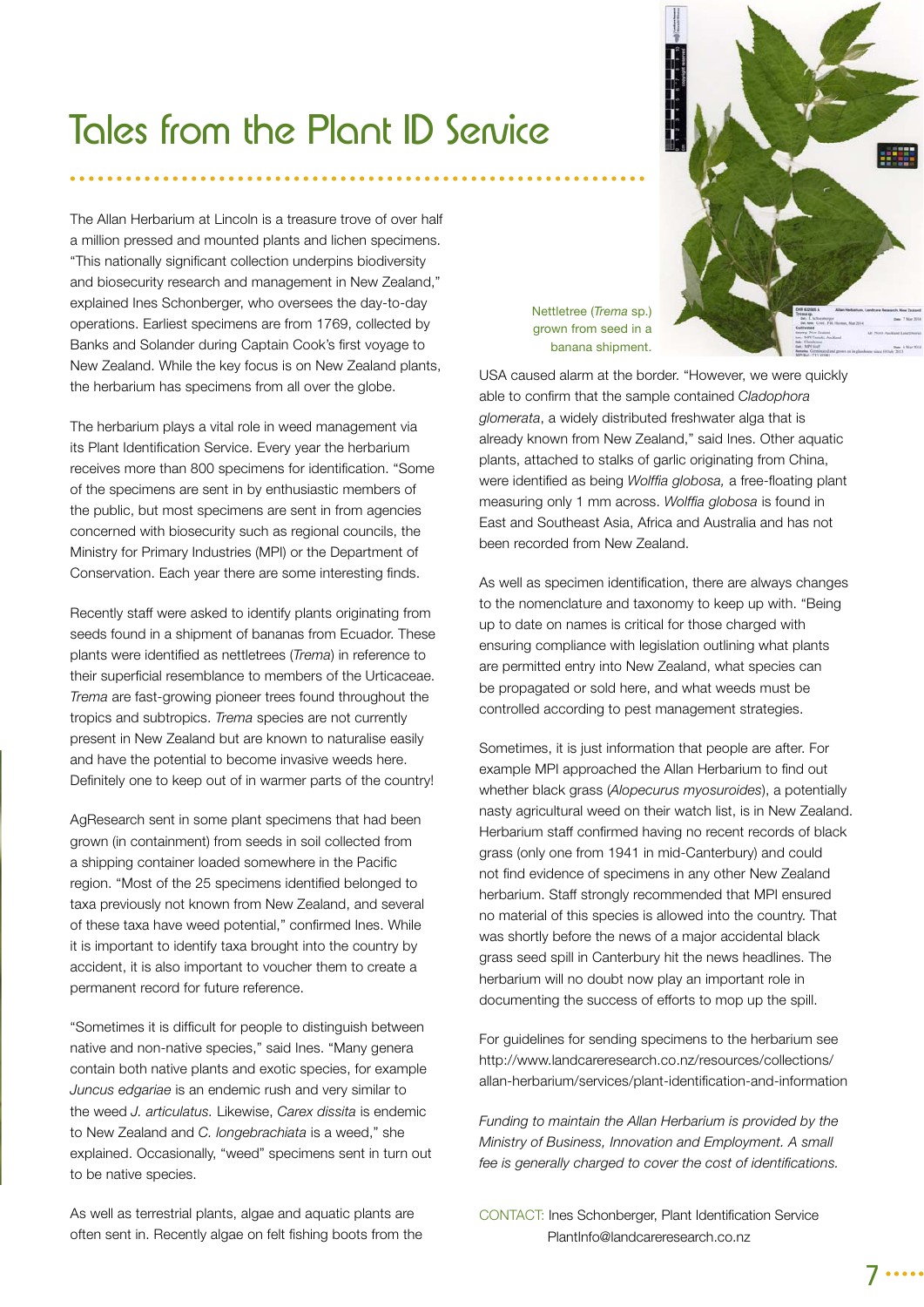# Tales from the Plant ID Service

The Allan Herbarium at Lincoln is a treasure trove of over half a million pressed and mounted plants and lichen specimens. "This nationally significant collection underpins biodiversity and biosecurity research and management in New Zealand," explained Ines Schonberger, who oversees the day-to-day operations. Earliest specimens are from 1769, collected by Banks and Solander during Captain Cook's first voyage to New Zealand. While the key focus is on New Zealand plants, the herbarium has specimens from all over the globe.

The herbarium plays a vital role in weed management via its Plant Identification Service. Every year the herbarium receives more than 800 specimens for identification. "Some of the specimens are sent in by enthusiastic members of the public, but most specimens are sent in from agencies concerned with biosecurity such as regional councils, the Ministry for Primary Industries (MPI) or the Department of Conservation. Each year there are some interesting finds.

Recently staff were asked to identify plants originating from seeds found in a shipment of bananas from Ecuador. These plants were identified as nettletrees (*Trema*) in reference to their superficial resemblance to members of the Urticaceae. *Trema* are fast-growing pioneer trees found throughout the tropics and subtropics. *Trema* species are not currently present in New Zealand but are known to naturalise easily and have the potential to become invasive weeds here. Definitely one to keep out of in warmer parts of the country!

AgResearch sent in some plant specimens that had been grown (in containment) from seeds in soil collected from a shipping container loaded somewhere in the Pacific region. "Most of the 25 specimens identified belonged to taxa previously not known from New Zealand, and several of these taxa have weed potential," confirmed Ines. While it is important to identify taxa brought into the country by accident, it is also important to voucher them to create a permanent record for future reference.

"Sometimes it is difficult for people to distinguish between native and non-native species," said Ines. "Many genera contain both native plants and exotic species, for example *Juncus edgariae* is an endemic rush and very similar to the weed *J. articulatus.* Likewise, *Carex dissita* is endemic to New Zealand and *C. longebrachiata* is a weed," she explained. Occasionally, "weed" specimens sent in turn out to be native species.

As well as terrestrial plants, algae and aquatic plants are often sent in. Recently algae on felt fishing boots from the USA caused alarm at the border. "However, we were quickly able to confirm that the sample contained *Cladophora glomerata*, a widely distributed freshwater alga that is already known from New Zealand," said Ines. Other aquatic plants, attached to stalks of garlic originating from China, were identified as being *Wolffia globosa,* a free-floating plant measuring only 1 mm across. *Wolffia globosa* is found in East and Southeast Asia, Africa and Australia and has not been recorded from New Zealand.

Nettletree (*Trema* sp.) grown from seed in a banana shipment.

As well as specimen identification, there are always changes to the nomenclature and taxonomy to keep up with. "Being up to date on names is critical for those charged with ensuring compliance with legislation outlining what plants are permitted entry into New Zealand, what species can be propagated or sold here, and what weeds must be controlled according to pest management strategies.

Sometimes, it is just information that people are after. For example MPI approached the Allan Herbarium to find out whether black grass (*Alopecurus myosuroides*), a potentially nasty agricultural weed on their watch list, is in New Zealand. Herbarium staff confirmed having no recent records of black grass (only one from 1941 in mid-Canterbury) and could not find evidence of specimens in any other New Zealand herbarium. Staff strongly recommended that MPI ensured no material of this species is allowed into the country. That was shortly before the news of a major accidental black grass seed spill in Canterbury hit the news headlines. The herbarium will no doubt now play an important role in documenting the success of efforts to mop up the spill.

For guidelines for sending specimens to the herbarium see http://www.landcareresearch.co.nz/resources/collections/allan-herbarium/services/plant-identification-and-information

*Funding to maintain the Allan Herbarium is provided by the Ministry of Business, Innovation and Employment. A small fee is generally charged to cover the cost of identifications.*

CONTACT: Ines Schonberger, Plant Identification Service
PlantInfo@landcareresearch.co.nz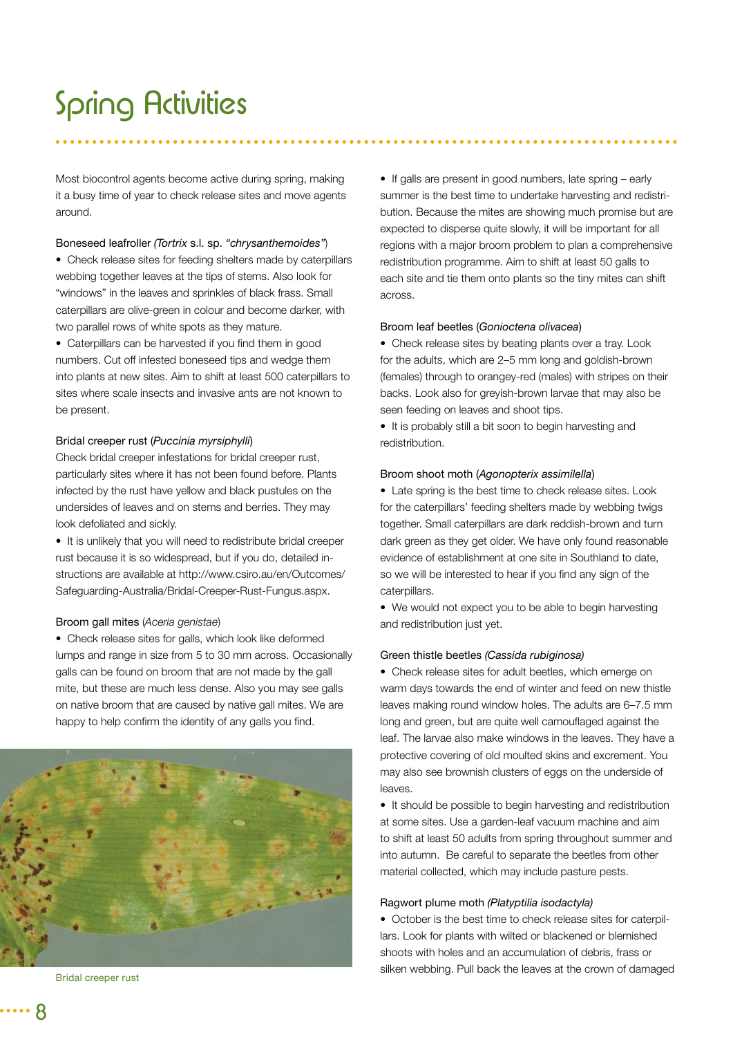# Spring Activities

Most biocontrol agents become active during spring, making it a busy time of year to check release sites and move agents around.

Boneseed leafroller *(Tortrix* s.l. sp. *"chrysanthemoides"*)

- Check release sites for feeding shelters made by caterpillars webbing together leaves at the tips of stems. Also look for "windows" in the leaves and sprinkles of black frass. Small caterpillars are olive-green in colour and become darker, with two parallel rows of white spots as they mature.
- Caterpillars can be harvested if you find them in good numbers. Cut off infested boneseed tips and wedge them into plants at new sites. Aim to shift at least 500 caterpillars to sites where scale insects and invasive ants are not known to be present.

Bridal creeper rust (*Puccinia myrsiphylli*)

Check bridal creeper infestations for bridal creeper rust, particularly sites where it has not been found before. Plants infected by the rust have yellow and black pustules on the undersides of leaves and on stems and berries. They may look defoliated and sickly.

- It is unlikely that you will need to redistribute bridal creeper rust because it is so widespread, but if you do, detailed instructions are available at http://www.csiro.au/en/Outcomes/Safeguarding-Australia/Bridal-Creeper-Rust-Fungus.aspx.

Broom gall mites (*Aceria genistae*)

- Check release sites for galls, which look like deformed lumps and range in size from 5 to 30 mm across. Occasionally galls can be found on broom that are not made by the gall mite, but these are much less dense. Also you may see galls on native broom that are caused by native gall mites. We are happy to help confirm the identity of any galls you find.

Bridal creeper rust

- If galls are present in good numbers, late spring – early summer is the best time to undertake harvesting and redistribution. Because the mites are showing much promise but are expected to disperse quite slowly, it will be important for all regions with a major broom problem to plan a comprehensive redistribution programme. Aim to shift at least 50 galls to each site and tie them onto plants so the tiny mites can shift across.

Broom leaf beetles (*Gonioctena olivacea*)

- Check release sites by beating plants over a tray. Look for the adults, which are 2–5 mm long and goldish-brown (females) through to orangey-red (males) with stripes on their backs. Look also for greyish-brown larvae that may also be seen feeding on leaves and shoot tips.
- It is probably still a bit soon to begin harvesting and redistribution.

Broom shoot moth (*Agonopterix assimilella*)

- Late spring is the best time to check release sites. Look for the caterpillars' feeding shelters made by webbing twigs together. Small caterpillars are dark reddish-brown and turn dark green as they get older. We have only found reasonable evidence of establishment at one site in Southland to date, so we will be interested to hear if you find any sign of the caterpillars.
- We would not expect you to be able to begin harvesting and redistribution just yet.

Green thistle beetles *(Cassida rubiginosa)*

- Check release sites for adult beetles, which emerge on warm days towards the end of winter and feed on new thistle leaves making round window holes. The adults are 6–7.5 mm long and green, but are quite well camouflaged against the leaf. The larvae also make windows in the leaves. They have a protective covering of old moulted skins and excrement. You may also see brownish clusters of eggs on the underside of leaves.
- It should be possible to begin harvesting and redistribution at some sites. Use a garden-leaf vacuum machine and aim to shift at least 50 adults from spring throughout summer and into autumn. Be careful to separate the beetles from other material collected, which may include pasture pests.

Ragwort plume moth *(Platyptilia isodactyla)*

- October is the best time to check release sites for caterpillars. Look for plants with wilted or blackened or blemished shoots with holes and an accumulation of debris, frass or silken webbing. Pull back the leaves at the crown of damaged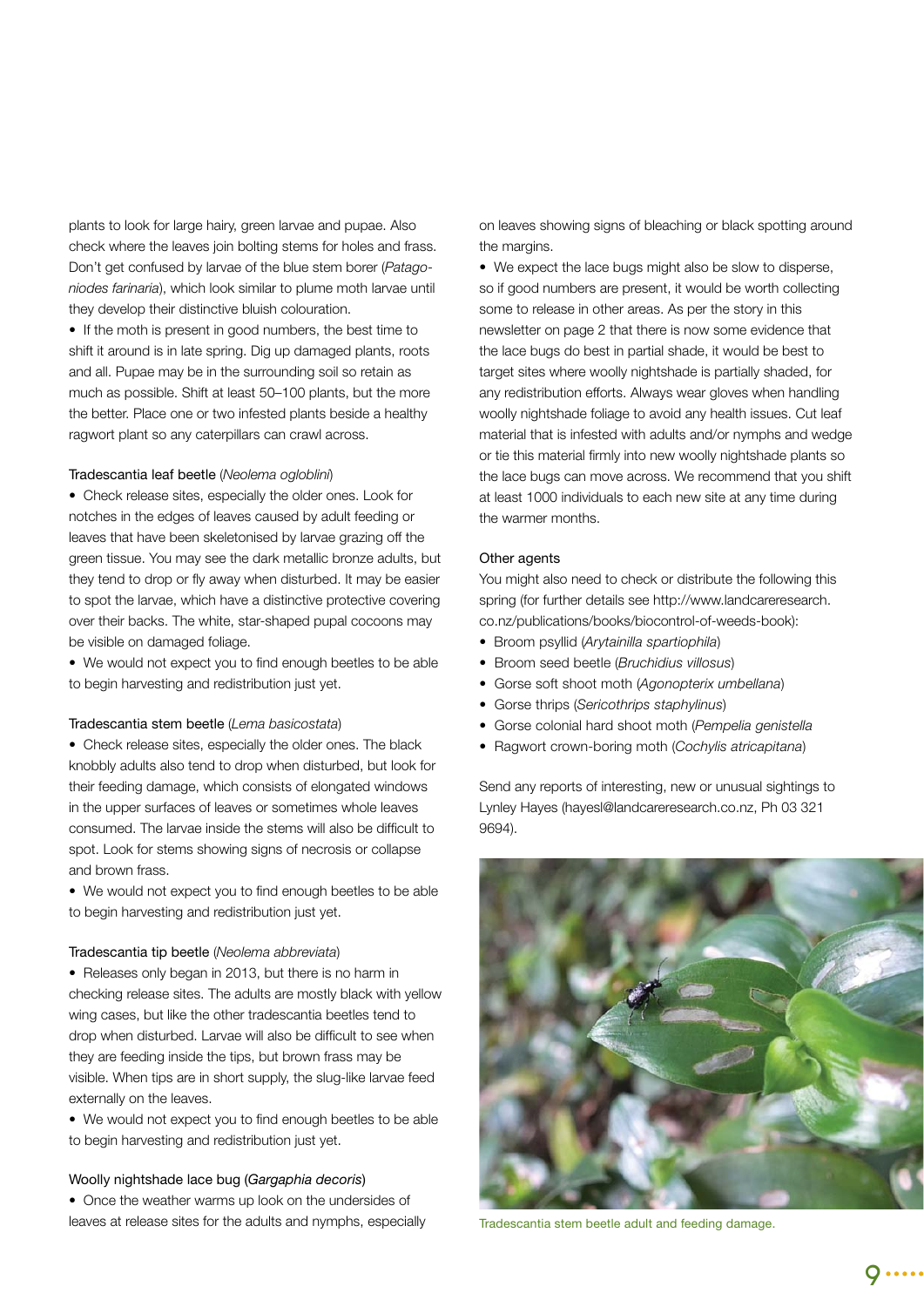plants to look for large hairy, green larvae and pupae. Also check where the leaves join bolting stems for holes and frass. Don't get confused by larvae of the blue stem borer (*Patagoniodes farinaria*), which look similar to plume moth larvae until they develop their distinctive bluish colouration.

- If the moth is present in good numbers, the best time to shift it around is in late spring. Dig up damaged plants, roots and all. Pupae may be in the surrounding soil so retain as much as possible. Shift at least 50–100 plants, but the more the better. Place one or two infested plants beside a healthy ragwort plant so any caterpillars can crawl across.

### Tradescantia leaf beetle (*Neolema ogloblini*)

- Check release sites, especially the older ones. Look for notches in the edges of leaves caused by adult feeding or leaves that have been skeletonised by larvae grazing off the green tissue. You may see the dark metallic bronze adults, but they tend to drop or fly away when disturbed. It may be easier to spot the larvae, which have a distinctive protective covering over their backs. The white, star-shaped pupal cocoons may be visible on damaged foliage.
- We would not expect you to find enough beetles to be able to begin harvesting and redistribution just yet.

### Tradescantia stem beetle (*Lema basicostata*)

- Check release sites, especially the older ones. The black knobbly adults also tend to drop when disturbed, but look for their feeding damage, which consists of elongated windows in the upper surfaces of leaves or sometimes whole leaves consumed. The larvae inside the stems will also be difficult to spot. Look for stems showing signs of necrosis or collapse and brown frass.
- We would not expect you to find enough beetles to be able to begin harvesting and redistribution just yet.

### Tradescantia tip beetle (*Neolema abbreviata*)

- Releases only began in 2013, but there is no harm in checking release sites. The adults are mostly black with yellow wing cases, but like the other tradescantia beetles tend to drop when disturbed. Larvae will also be difficult to see when they are feeding inside the tips, but brown frass may be visible. When tips are in short supply, the slug-like larvae feed externally on the leaves.
- We would not expect you to find enough beetles to be able to begin harvesting and redistribution just yet.

### Woolly nightshade lace bug (*Gargaphia decoris*)

- Once the weather warms up look on the undersides of leaves at release sites for the adults and nymphs, especially on leaves showing signs of bleaching or black spotting around the margins.
- We expect the lace bugs might also be slow to disperse, so if good numbers are present, it would be worth collecting some to release in other areas. As per the story in this newsletter on page 2 that there is now some evidence that the lace bugs do best in partial shade, it would be best to target sites where woolly nightshade is partially shaded, for any redistribution efforts. Always wear gloves when handling woolly nightshade foliage to avoid any health issues. Cut leaf material that is infested with adults and/or nymphs and wedge or tie this material firmly into new woolly nightshade plants so the lace bugs can move across. We recommend that you shift at least 1000 individuals to each new site at any time during the warmer months.

### Other agents

You might also need to check or distribute the following this spring (for further details see http://www.landcareresearch.co.nz/publications/books/biocontrol-of-weeds-book):

- Broom psyllid (*Arytainilla spartiophila*)
- Broom seed beetle (*Bruchidius villosus*)
- Gorse soft shoot moth (*Agonopterix umbellana*)
- Gorse thrips (*Sericothrips staphylinus*)
- Gorse colonial hard shoot moth (*Pempelia genistella*
- Ragwort crown-boring moth (*Cochylis atricapitana*)

Send any reports of interesting, new or unusual sightings to Lynley Hayes (hayesl@landcareresearch.co.nz, Ph 03 321 9694).

Tradescantia stem beetle adult and feeding damage.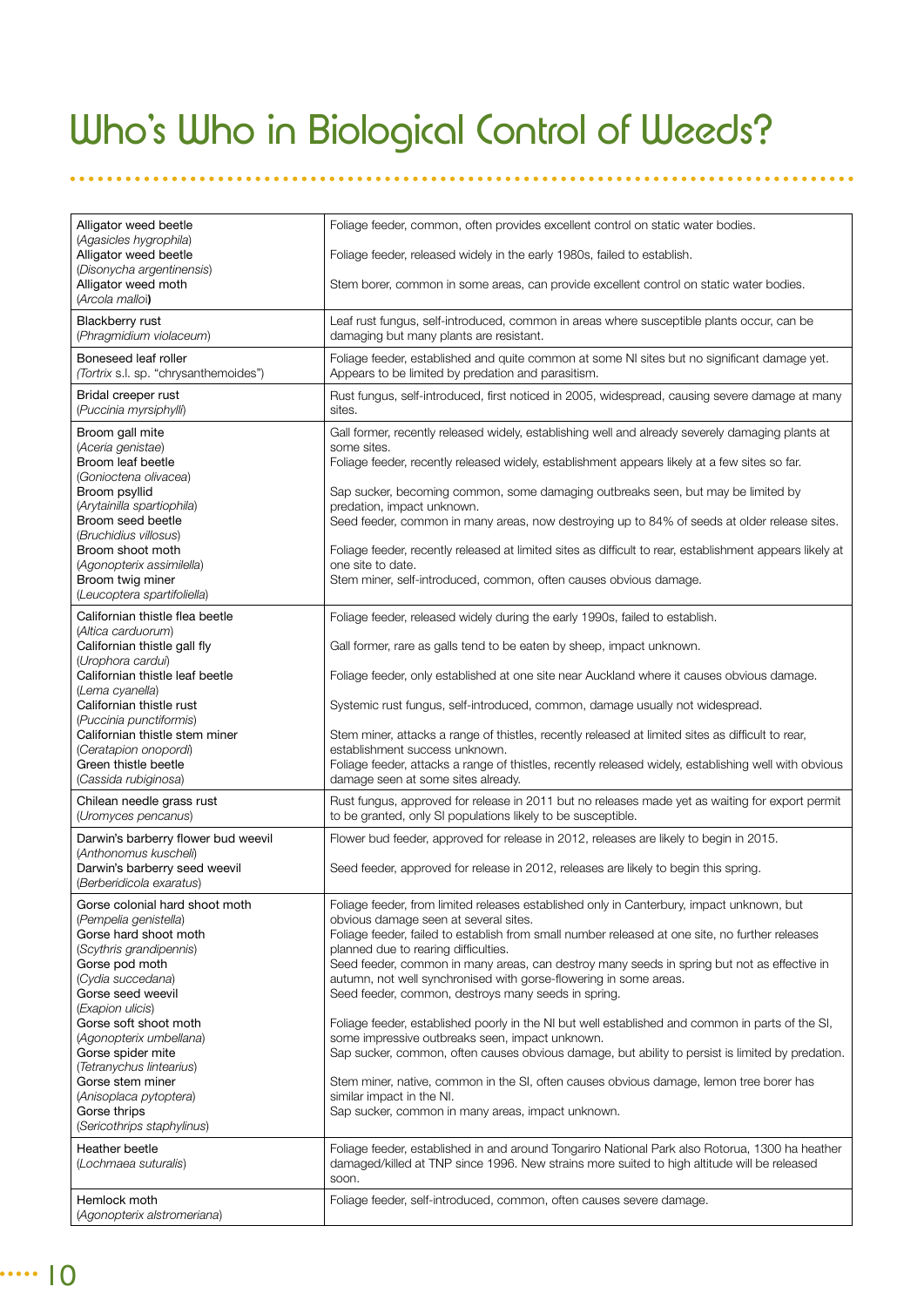# Who's Who in Biological Control of Weeds?

| | |
|---|---|
| Alligator weed beetle (*Agasicles hygrophila*) | Foliage feeder, common, often provides excellent control on static water bodies. |
| Alligator weed beetle (*Disonycha argentinensis*) | Foliage feeder, released widely in the early 1980s, failed to establish. |
| Alligator weed moth (*Arcola malloi*) | Stem borer, common in some areas, can provide excellent control on static water bodies. |
| Blackberry rust (*Phragmidium violaceum*) | Leaf rust fungus, self-introduced, common in areas where susceptible plants occur, can be damaging but many plants are resistant. |
| Boneseed leaf roller (*Tortrix* s.l. sp. "chrysanthemoides") | Foliage feeder, established and quite common at some NI sites but no significant damage yet. Appears to be limited by predation and parasitism. |
| Bridal creeper rust (*Puccinia myrsiphylli*) | Rust fungus, self-introduced, first noticed in 2005, widespread, causing severe damage at many sites. |
| Broom gall mite (*Aceria genistae*) | Gall former, recently released widely, establishing well and already severely damaging plants at some sites. |
| Broom leaf beetle (*Gonioctena olivacea*) | Foliage feeder, recently released widely, establishment appears likely at a few sites so far. |
| Broom psyllid (*Arytainilla spartiophila*) | Sap sucker, becoming common, some damaging outbreaks seen, but may be limited by predation, impact unknown. |
| Broom seed beetle (*Bruchidius villosus*) | Seed feeder, common in many areas, now destroying up to 84% of seeds at older release sites. |
| Broom shoot moth (*Agonopterix assimilella*) | Foliage feeder, recently released at limited sites as difficult to rear, establishment appears likely at one site to date. |
| Broom twig miner (*Leucoptera spartifoliella*) | Stem miner, self-introduced, common, often causes obvious damage. |
| Californian thistle flea beetle (*Altica carduorum*) | Foliage feeder, released widely during the early 1990s, failed to establish. |
| Californian thistle gall fly (*Urophora cardui*) | Gall former, rare as galls tend to be eaten by sheep, impact unknown. |
| Californian thistle leaf beetle (*Lema cyanella*) | Foliage feeder, only established at one site near Auckland where it causes obvious damage. |
| Californian thistle rust (*Puccinia punctiformis*) | Systemic rust fungus, self-introduced, common, damage usually not widespread. |
| Californian thistle stem miner (*Ceratapion onopordi*) | Stem miner, attacks a range of thistles, recently released at limited sites as difficult to rear, establishment success unknown. |
| Green thistle beetle (*Cassida rubiginosa*) | Foliage feeder, attacks a range of thistles, recently released widely, establishing well with obvious damage seen at some sites already. |
| Chilean needle grass rust (*Uromyces pencanus*) | Rust fungus, approved for release in 2011 but no releases made yet as waiting for export permit to be granted, only SI populations likely to be susceptible. |
| Darwin's barberry flower bud weevil (*Anthonomus kuscheli*) | Flower bud feeder, approved for release in 2012, releases are likely to begin in 2015. |
| Darwin's barberry seed weevil (*Berberidicola exaratus*) | Seed feeder, approved for release in 2012, releases are likely to begin this spring. |
| Gorse colonial hard shoot moth (*Pempelia genistella*) | Foliage feeder, from limited releases established only in Canterbury, impact unknown, but obvious damage seen at several sites. |
| Gorse hard shoot moth (*Scythris grandipennis*) | Foliage feeder, failed to establish from small number released at one site, no further releases planned due to rearing difficulties. |
| Gorse pod moth (*Cydia succedana*) | Seed feeder, common in many areas, can destroy many seeds in spring but not as effective in autumn, not well synchronised with gorse-flowering in some areas. |
| Gorse seed weevil (*Exapion ulicis*) | Seed feeder, common, destroys many seeds in spring. |
| Gorse soft shoot moth (*Agonopterix umbellana*) | Foliage feeder, established poorly in the NI but well established and common in parts of the SI, some impressive outbreaks seen, impact unknown. |
| Gorse spider mite (*Tetranychus lintearius*) | Sap sucker, common, often causes obvious damage, but ability to persist is limited by predation. |
| Gorse stem miner (*Anisoplaca pytoptera*) | Stem miner, native, common in the SI, often causes obvious damage, lemon tree borer has similar impact in the NI. |
| Gorse thrips (*Sericothrips staphylinus*) | Sap sucker, common in many areas, impact unknown. |
| Heather beetle (*Lochmaea suturalis*) | Foliage feeder, established in and around Tongariro National Park also Rotorua, 1300 ha heather damaged/killed at TNP since 1996. New strains more suited to high altitude will be released soon. |
| Hemlock moth (*Agonopterix alstromeriana*) | Foliage feeder, self-introduced, common, often causes severe damage. |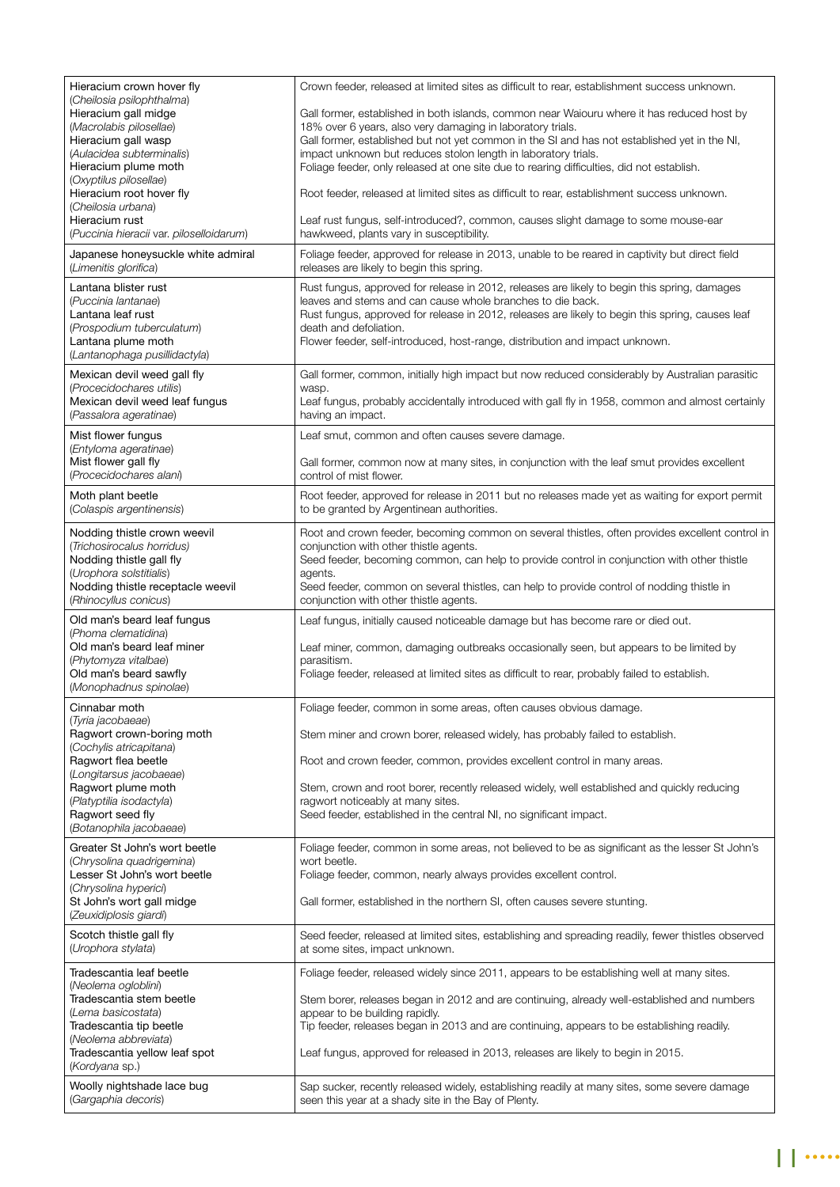| | |
|---|---|
| Hieracium crown hover fly (*Cheilosia psilophthalma*) | Crown feeder, released at limited sites as difficult to rear, establishment success unknown. |
| Hieracium gall midge (*Macrolabis pilosellae*) | Gall former, established in both islands, common near Waiouru where it has reduced host by 18% over 6 years, also very damaging in laboratory trials. |
| Hieracium gall wasp (*Aulacidea subterminalis*) | Gall former, established but not yet common in the SI and has not established yet in the NI, impact unknown but reduces stolon length in laboratory trials. |
| Hieracium plume moth (*Oxyptilus pilosellae*) | Foliage feeder, only released at one site due to rearing difficulties, did not establish. |
| Hieracium root hover fly (*Cheilosia urbana*) | Root feeder, released at limited sites as difficult to rear, establishment success unknown. |
| Hieracium rust (*Puccinia hieracii* var. *piloselloidarum*) | Leaf rust fungus, self-introduced?, common, causes slight damage to some mouse-ear hawkweed, plants vary in susceptibility. |
| Japanese honeysuckle white admiral (*Limenitis glorifica*) | Foliage feeder, approved for release in 2013, unable to be reared in captivity but direct field releases are likely to begin this spring. |
| Lantana blister rust (*Puccinia lantanae*) | Rust fungus, approved for release in 2012, releases are likely to begin this spring, damages leaves and stems and can cause whole branches to die back. |
| Lantana leaf rust (*Prospodium tuberculatum*) | Rust fungus, approved for release in 2012, releases are likely to begin this spring, causes leaf death and defoliation. |
| Lantana plume moth (*Lantanophaga pusillidactyla*) | Flower feeder, self-introduced, host-range, distribution and impact unknown. |
| Mexican devil weed gall fly (*Procecidochares utilis*) | Gall former, common, initially high impact but now reduced considerably by Australian parasitic wasp. |
| Mexican devil weed leaf fungus (*Passalora ageratinae*) | Leaf fungus, probably accidentally introduced with gall fly in 1958, common and almost certainly having an impact. |
| Mist flower fungus (*Entyloma ageratinae*) | Leaf smut, common and often causes severe damage. |
| Mist flower gall fly (*Procecidochares alani*) | Gall former, common now at many sites, in conjunction with the leaf smut provides excellent control of mist flower. |
| Moth plant beetle (*Colaspis argentinensis*) | Root feeder, approved for release in 2011 but no releases made yet as waiting for export permit to be granted by Argentinean authorities. |
| Nodding thistle crown weevil (*Trichosirocalus horridus*) | Root and crown feeder, becoming common on several thistles, often provides excellent control in conjunction with other thistle agents. |
| Nodding thistle gall fly (*Urophora solstitialis*) | Seed feeder, becoming common, can help to provide control in conjunction with other thistle agents. |
| Nodding thistle receptacle weevil (*Rhinocyllus conicus*) | Seed feeder, common on several thistles, can help to provide control of nodding thistle in conjunction with other thistle agents. |
| Old man's beard leaf fungus (*Phoma clematidina*) | Leaf fungus, initially caused noticeable damage but has become rare or died out. |
| Old man's beard leaf miner (*Phytomyza vitalbae*) | Leaf miner, common, damaging outbreaks occasionally seen, but appears to be limited by parasitism. |
| Old man's beard sawfly (*Monophadnus spinolae*) | Foliage feeder, released at limited sites as difficult to rear, probably failed to establish. |
| Cinnabar moth (*Tyria jacobaeae*) | Foliage feeder, common in some areas, often causes obvious damage. |
| Ragwort crown-boring moth (*Cochylis atricapitana*) | Stem miner and crown borer, released widely, has probably failed to establish. |
| Ragwort flea beetle (*Longitarsus jacobaeae*) | Root and crown feeder, common, provides excellent control in many areas. |
| Ragwort plume moth (*Platyptilia isodactyla*) | Stem, crown and root borer, recently released widely, well established and quickly reducing ragwort noticeably at many sites. |
| Ragwort seed fly (*Botanophila jacobaeae*) | Seed feeder, established in the central NI, no significant impact. |
| Greater St John's wort beetle (*Chrysolina quadrigemina*) | Foliage feeder, common in some areas, not believed to be as significant as the lesser St John's wort beetle. |
| Lesser St John's wort beetle (*Chrysolina hyperici*) | Foliage feeder, common, nearly always provides excellent control. |
| St John's wort gall midge (*Zeuxidiplosis giardi*) | Gall former, established in the northern SI, often causes severe stunting. |
| Scotch thistle gall fly (*Urophora stylata*) | Seed feeder, released at limited sites, establishing and spreading readily, fewer thistles observed at some sites, impact unknown. |
| Tradescantia leaf beetle (*Neolema ogloblini*) | Foliage feeder, released widely since 2011, appears to be establishing well at many sites. |
| Tradescantia stem beetle (*Lema basicostata*) | Stem borer, releases began in 2012 and are continuing, already well-established and numbers appear to be building rapidly. |
| Tradescantia tip beetle (*Neolema abbreviata*) | Tip feeder, releases began in 2013 and are continuing, appears to be establishing readily. |
| Tradescantia yellow leaf spot (*Kordyana* sp.) | Leaf fungus, approved for released in 2013, releases are likely to begin in 2015. |
| Woolly nightshade lace bug (*Gargaphia decoris*) | Sap sucker, recently released widely, establishing readily at many sites, some severe damage seen this year at a shady site in the Bay of Plenty. |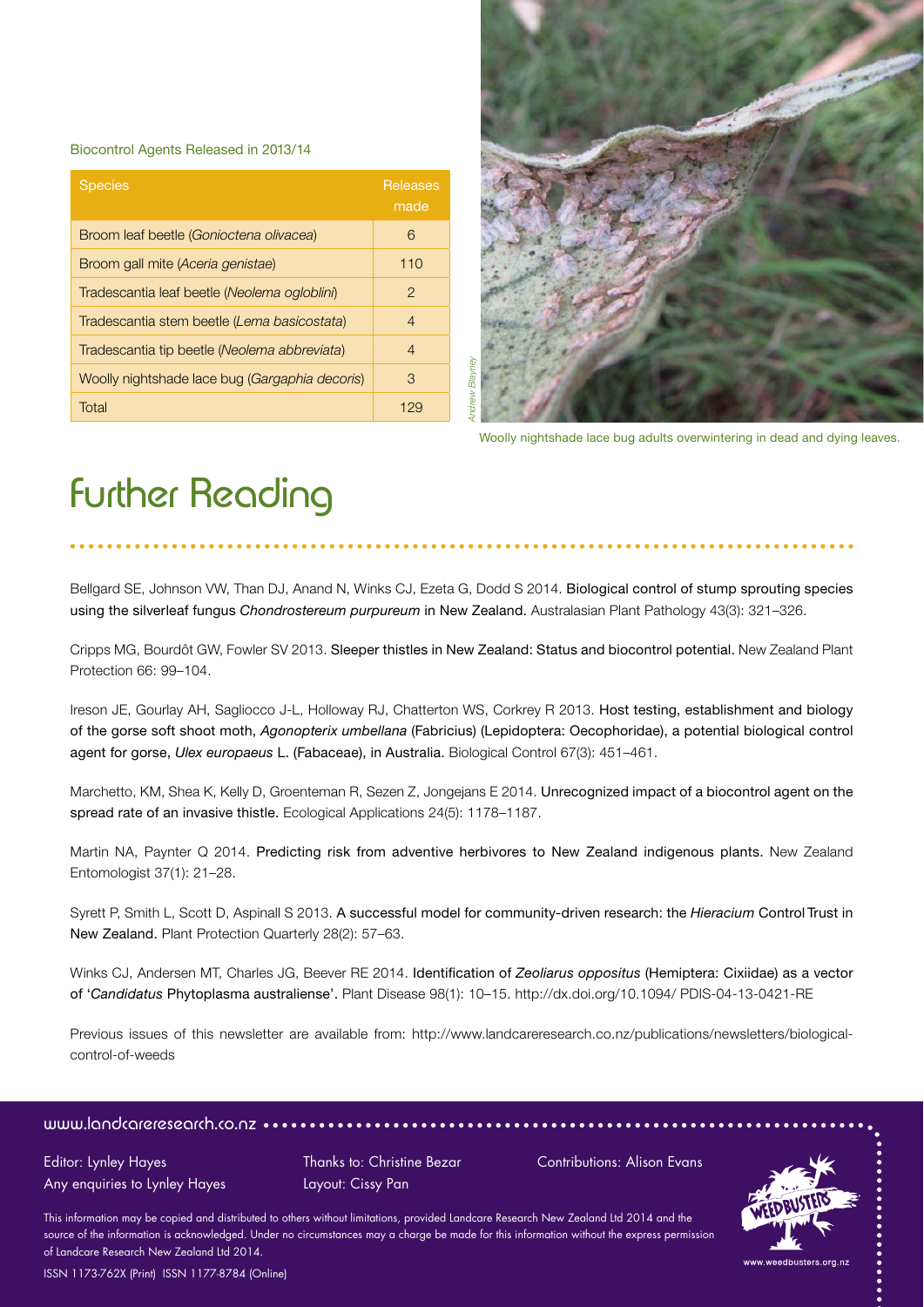Biocontrol Agents Released in 2013/14

| Species | Releases made |
|---|---|
| Broom leaf beetle (*Gonioctena olivacea*) | 6 |
| Broom gall mite (*Aceria genistae*) | 110 |
| Tradescantia leaf beetle (*Neolema ogloblini*) | 2 |
| Tradescantia stem beetle (*Lema basicostata*) | 4 |
| Tradescantia tip beetle (*Neolema abbreviata*) | 4 |
| Woolly nightshade lace bug (*Gargaphia decoris*) | 3 |
| Total | 129 |

Andrew Blayney

Woolly nightshade lace bug adults overwintering in dead and dying leaves.

# Further Reading

Bellgard SE, Johnson VW, Than DJ, Anand N, Winks CJ, Ezeta G, Dodd S 2014. Biological control of stump sprouting species using the silverleaf fungus *Chondrostereum purpureum* in New Zealand. Australasian Plant Pathology 43(3): 321–326.

Cripps MG, Bourdôt GW, Fowler SV 2013. Sleeper thistles in New Zealand: Status and biocontrol potential. New Zealand Plant Protection 66: 99–104.

Ireson JE, Gourlay AH, Sagliocco J-L, Holloway RJ, Chatterton WS, Corkrey R 2013. Host testing, establishment and biology of the gorse soft shoot moth, *Agonopterix umbellana* (Fabricius) (Lepidoptera: Oecophoridae), a potential biological control agent for gorse, *Ulex europaeus* L. (Fabaceae), in Australia. Biological Control 67(3): 451–461.

Marchetto, KM, Shea K, Kelly D, Groenteman R, Sezen Z, Jongejans E 2014. Unrecognized impact of a biocontrol agent on the spread rate of an invasive thistle. Ecological Applications 24(5): 1178–1187.

Martin NA, Paynter Q 2014. Predicting risk from adventive herbivores to New Zealand indigenous plants. New Zealand Entomologist 37(1): 21–28.

Syrett P, Smith L, Scott D, Aspinall S 2013. A successful model for community-driven research: the *Hieracium* Control Trust in New Zealand. Plant Protection Quarterly 28(2): 57–63.

Winks CJ, Andersen MT, Charles JG, Beever RE 2014. Identification of *Zeoliarus oppositus* (Hemiptera: Cixiidae) as a vector of '*Candidatus* Phytoplasma australiense'. Plant Disease 98(1): 10–15. http://dx.doi.org/10.1094/ PDIS-04-13-0421-RE

Previous issues of this newsletter are available from: http://www.landcareresearch.co.nz/publications/newsletters/biological-control-of-weeds

www.landcareresearch.co.nz

Editor: Lynley Hayes
Any enquiries to Lynley Hayes

Thanks to: Christine Bezar
Layout: Cissy Pan

Contributions: Alison Evans

This information may be copied and distributed to others without limitations, provided Landcare Research New Zealand Ltd 2014 and the source of the information is acknowledged. Under no circumstances may a charge be made for this information without the express permission of Landcare Research New Zealand Ltd 2014.

ISSN 1173-762X (Print) ISSN 1177-8784 (Online)

www.weedbusters.org.nz